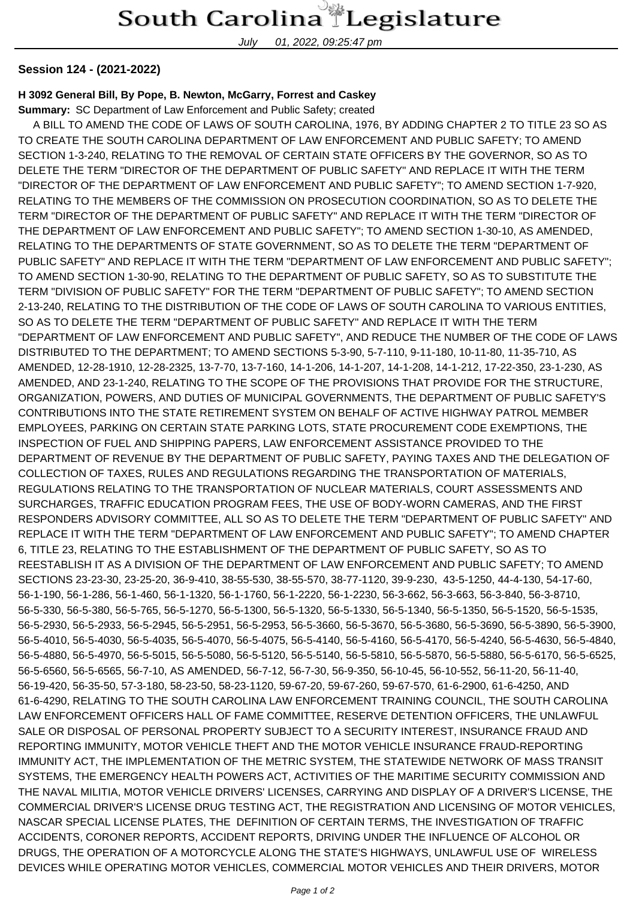# South Carolina Legislature

July 01, 2022, 09:25:47 pm

**Session 124 - (2021-2022)**

**H 3092 General Bill, By Pope, B. Newton, McGarry, Forrest and Caskey**

**Summary:** SC Department of Law Enforcement and Public Safety; created

A BILL TO AMEND THE CODE OF LAWS OF SOUTH CAROLINA, 1976, BY ADDING CHAPTER 2 TO TITLE 23 SO AS TO CREATE THE SOUTH CAROLINA DEPARTMENT OF LAW ENFORCEMENT AND PUBLIC SAFETY; TO AMEND SECTION 1-3-240, RELATING TO THE REMOVAL OF CERTAIN STATE OFFICERS BY THE GOVERNOR, SO AS TO DELETE THE TERM "DIRECTOR OF THE DEPARTMENT OF PUBLIC SAFETY" AND REPLACE IT WITH THE TERM "DIRECTOR OF THE DEPARTMENT OF LAW ENFORCEMENT AND PUBLIC SAFETY"; TO AMEND SECTION 1-7-920, RELATING TO THE MEMBERS OF THE COMMISSION ON PROSECUTION COORDINATION, SO AS TO DELETE THE TERM "DIRECTOR OF THE DEPARTMENT OF PUBLIC SAFETY" AND REPLACE IT WITH THE TERM "DIRECTOR OF THE DEPARTMENT OF LAW ENFORCEMENT AND PUBLIC SAFETY"; TO AMEND SECTION 1-30-10, AS AMENDED, RELATING TO THE DEPARTMENTS OF STATE GOVERNMENT, SO AS TO DELETE THE TERM "DEPARTMENT OF PUBLIC SAFETY" AND REPLACE IT WITH THE TERM "DEPARTMENT OF LAW ENFORCEMENT AND PUBLIC SAFETY"; TO AMEND SECTION 1-30-90, RELATING TO THE DEPARTMENT OF PUBLIC SAFETY, SO AS TO SUBSTITUTE THE TERM "DIVISION OF PUBLIC SAFETY" FOR THE TERM "DEPARTMENT OF PUBLIC SAFETY"; TO AMEND SECTION 2-13-240, RELATING TO THE DISTRIBUTION OF THE CODE OF LAWS OF SOUTH CAROLINA TO VARIOUS ENTITIES, SO AS TO DELETE THE TERM "DEPARTMENT OF PUBLIC SAFETY" AND REPLACE IT WITH THE TERM "DEPARTMENT OF LAW ENFORCEMENT AND PUBLIC SAFETY", AND REDUCE THE NUMBER OF THE CODE OF LAWS DISTRIBUTED TO THE DEPARTMENT; TO AMEND SECTIONS 5-3-90, 5-7-110, 9-11-180, 10-11-80, 11-35-710, AS AMENDED, 12-28-1910, 12-28-2325, 13-7-70, 13-7-160, 14-1-206, 14-1-207, 14-1-208, 14-1-212, 17-22-350, 23-1-230, AS AMENDED, AND 23-1-240, RELATING TO THE SCOPE OF THE PROVISIONS THAT PROVIDE FOR THE STRUCTURE, ORGANIZATION, POWERS, AND DUTIES OF MUNICIPAL GOVERNMENTS, THE DEPARTMENT OF PUBLIC SAFETY'S CONTRIBUTIONS INTO THE STATE RETIREMENT SYSTEM ON BEHALF OF ACTIVE HIGHWAY PATROL MEMBER EMPLOYEES, PARKING ON CERTAIN STATE PARKING LOTS, STATE PROCUREMENT CODE EXEMPTIONS, THE INSPECTION OF FUEL AND SHIPPING PAPERS, LAW ENFORCEMENT ASSISTANCE PROVIDED TO THE DEPARTMENT OF REVENUE BY THE DEPARTMENT OF PUBLIC SAFETY, PAYING TAXES AND THE DELEGATION OF COLLECTION OF TAXES, RULES AND REGULATIONS REGARDING THE TRANSPORTATION OF MATERIALS, REGULATIONS RELATING TO THE TRANSPORTATION OF NUCLEAR MATERIALS, COURT ASSESSMENTS AND SURCHARGES, TRAFFIC EDUCATION PROGRAM FEES, THE USE OF BODY-WORN CAMERAS, AND THE FIRST RESPONDERS ADVISORY COMMITTEE, ALL SO AS TO DELETE THE TERM "DEPARTMENT OF PUBLIC SAFETY" AND REPLACE IT WITH THE TERM "DEPARTMENT OF LAW ENFORCEMENT AND PUBLIC SAFETY"; TO AMEND CHAPTER 6, TITLE 23, RELATING TO THE ESTABLISHMENT OF THE DEPARTMENT OF PUBLIC SAFETY, SO AS TO REESTABLISH IT AS A DIVISION OF THE DEPARTMENT OF LAW ENFORCEMENT AND PUBLIC SAFETY; TO AMEND SECTIONS 23-23-30, 23-25-20, 36-9-410, 38-55-530, 38-55-570, 38-77-1120, 39-9-230, 43-5-1250, 44-4-130, 54-17-60, 56-1-190, 56-1-286, 56-1-460, 56-1-1320, 56-1-1760, 56-1-2220, 56-1-2230, 56-3-662, 56-3-663, 56-3-840, 56-3-8710, 56-5-330, 56-5-380, 56-5-765, 56-5-1270, 56-5-1300, 56-5-1320, 56-5-1330, 56-5-1340, 56-5-1350, 56-5-1520, 56-5-1535, 56-5-2930, 56-5-2933, 56-5-2945, 56-5-2951, 56-5-2953, 56-5-3660, 56-5-3670, 56-5-3680, 56-5-3690, 56-5-3890, 56-5-3900, 56-5-4010, 56-5-4030, 56-5-4035, 56-5-4070, 56-5-4075, 56-5-4140, 56-5-4160, 56-5-4170, 56-5-4240, 56-5-4630, 56-5-4840, 56-5-4880, 56-5-4970, 56-5-5015, 56-5-5080, 56-5-5120, 56-5-5140, 56-5-5810, 56-5-5870, 56-5-5880, 56-5-6170, 56-5-6525, 56-5-6560, 56-5-6565, 56-7-10, AS AMENDED, 56-7-12, 56-7-30, 56-9-350, 56-10-45, 56-10-552, 56-11-20, 56-11-40, 56-19-420, 56-35-50, 57-3-180, 58-23-50, 58-23-1120, 59-67-20, 59-67-260, 59-67-570, 61-6-2900, 61-6-4250, AND 61-6-4290, RELATING TO THE SOUTH CAROLINA LAW ENFORCEMENT TRAINING COUNCIL, THE SOUTH CAROLINA LAW ENFORCEMENT OFFICERS HALL OF FAME COMMITTEE, RESERVE DETENTION OFFICERS, THE UNLAWFUL SALE OR DISPOSAL OF PERSONAL PROPERTY SUBJECT TO A SECURITY INTEREST, INSURANCE FRAUD AND REPORTING IMMUNITY, MOTOR VEHICLE THEFT AND THE MOTOR VEHICLE INSURANCE FRAUD-REPORTING IMMUNITY ACT, THE IMPLEMENTATION OF THE METRIC SYSTEM, THE STATEWIDE NETWORK OF MASS TRANSIT SYSTEMS, THE EMERGENCY HEALTH POWERS ACT, ACTIVITIES OF THE MARITIME SECURITY COMMISSION AND THE NAVAL MILITIA, MOTOR VEHICLE DRIVERS' LICENSES, CARRYING AND DISPLAY OF A DRIVER'S LICENSE, THE COMMERCIAL DRIVER'S LICENSE DRUG TESTING ACT, THE REGISTRATION AND LICENSING OF MOTOR VEHICLES, NASCAR SPECIAL LICENSE PLATES, THE DEFINITION OF CERTAIN TERMS, THE INVESTIGATION OF TRAFFIC ACCIDENTS, CORONER REPORTS, ACCIDENT REPORTS, DRIVING UNDER THE INFLUENCE OF ALCOHOL OR DRUGS, THE OPERATION OF A MOTORCYCLE ALONG THE STATE'S HIGHWAYS, UNLAWFUL USE OF WIRELESS DEVICES WHILE OPERATING MOTOR VEHICLES, COMMERCIAL MOTOR VEHICLES AND THEIR DRIVERS, MOTOR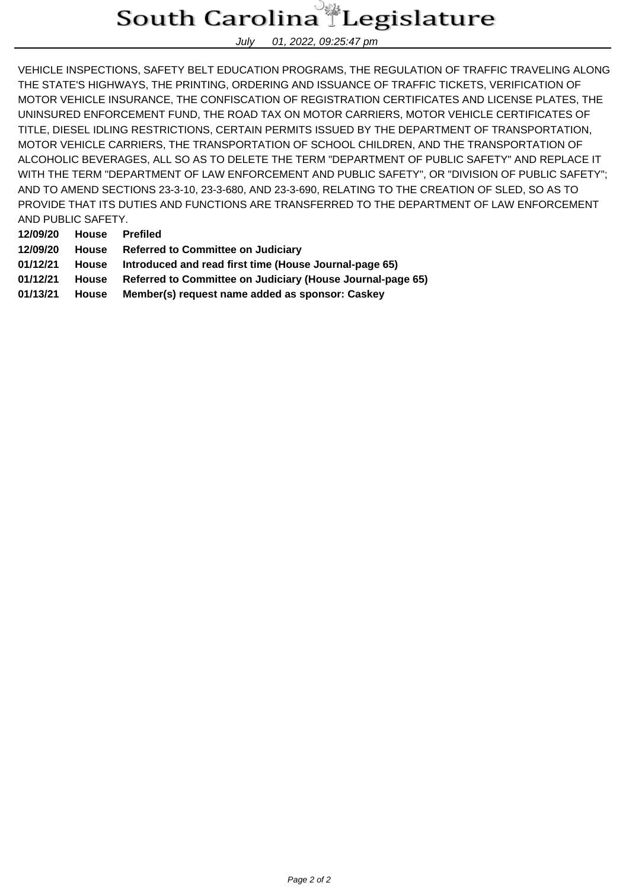VEHICLE INSPECTIONS, SAFETY BELT EDUCATION PROGRAMS, THE REGULATION OF TRAFFIC TRAVELING ALONG THE STATE'S HIGHWAYS, THE PRINTING, ORDERING AND ISSUANCE OF TRAFFIC TICKETS, VERIFICATION OF MOTOR VEHICLE INSURANCE, THE CONFISCATION OF REGISTRATION CERTIFICATES AND LICENSE PLATES, THE UNINSURED ENFORCEMENT FUND, THE ROAD TAX ON MOTOR CARRIERS, MOTOR VEHICLE CERTIFICATES OF TITLE, DIESEL IDLING RESTRICTIONS, CERTAIN PERMITS ISSUED BY THE DEPARTMENT OF TRANSPORTATION, MOTOR VEHICLE CARRIERS, THE TRANSPORTATION OF SCHOOL CHILDREN, AND THE TRANSPORTATION OF ALCOHOLIC BEVERAGES, ALL SO AS TO DELETE THE TERM "DEPARTMENT OF PUBLIC SAFETY" AND REPLACE IT WITH THE TERM "DEPARTMENT OF LAW ENFORCEMENT AND PUBLIC SAFETY", OR "DIVISION OF PUBLIC SAFETY"; AND TO AMEND SECTIONS 23-3-10, 23-3-680, AND 23-3-690, RELATING TO THE CREATION OF SLED, SO AS TO PROVIDE THAT ITS DUTIES AND FUNCTIONS ARE TRANSFERRED TO THE DEPARTMENT OF LAW ENFORCEMENT AND PUBLIC SAFETY.

| | | |
|---|---|---|
| **12/09/20** | **House** | **Prefiled** |
| **12/09/20** | **House** | **Referred to Committee on Judiciary** |
| **01/12/21** | **House** | **Introduced and read first time (House Journal-page 65)** |
| **01/12/21** | **House** | **Referred to Committee on Judiciary (House Journal-page 65)** |
| **01/13/21** | **House** | **Member(s) request name added as sponsor: Caskey** |